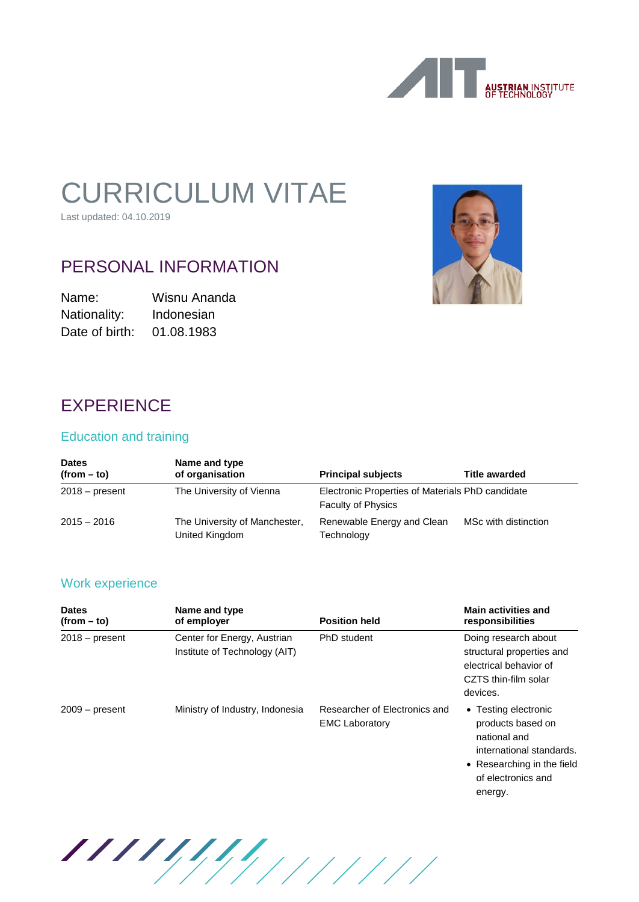# CURRICULUM VITAE

Last updated: 04.10.2019

## PERSONAL INFORMATION

Name: Wisnu Ananda
Nationality: Indonesian
Date of birth: 01.08.1983

## EXPERIENCE

### Education and training

| Dates (from – to) | Name and type of organisation | Principal subjects | Title awarded |
|---|---|---|---|
| 2018 – present | The University of Vienna | Electronic Properties of Materials Faculty of Physics | PhD candidate |
| 2015 – 2016 | The University of Manchester, United Kingdom | Renewable Energy and Clean Technology | MSc with distinction |

### Work experience

| Dates (from – to) | Name and type of employer | Position held | Main activities and responsibilities |
|---|---|---|---|
| 2018 – present | Center for Energy, Austrian Institute of Technology (AIT) | PhD student | Doing research about structural properties and electrical behavior of CZTS thin-film solar devices. |
| 2009 – present | Ministry of Industry, Indonesia | Researcher of Electronics and EMC Laboratory | • Testing electronic products based on national and international standards. • Researching in the field of electronics and energy. |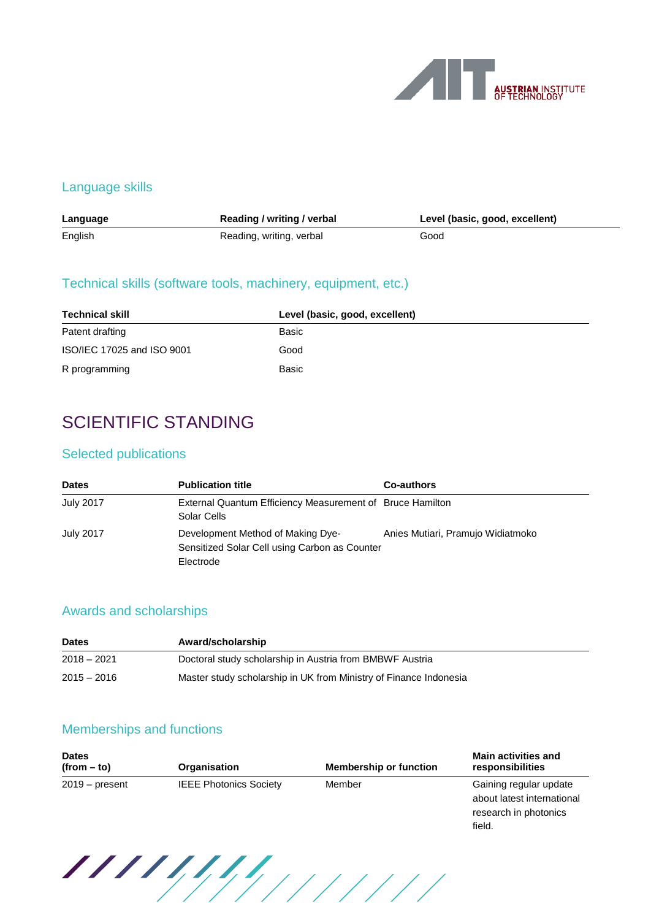## Language skills

| Language | Reading / writing / verbal | Level (basic, good, excellent) |
|---|---|---|
| English | Reading, writing, verbal | Good |

## Technical skills (software tools, machinery, equipment, etc.)

| Technical skill | Level (basic, good, excellent) |
|---|---|
| Patent drafting | Basic |
| ISO/IEC 17025 and ISO 9001 | Good |
| R programming | Basic |

# SCIENTIFIC STANDING

## Selected publications

| Dates | Publication title | Co-authors |
|---|---|---|
| July 2017 | External Quantum Efficiency Measurement of Solar Cells | Bruce Hamilton |
| July 2017 | Development Method of Making Dye-Sensitized Solar Cell using Carbon as Counter Electrode | Anies Mutiari, Pramujo Widiatmoko |

## Awards and scholarships

| Dates | Award/scholarship |
|---|---|
| 2018 – 2021 | Doctoral study scholarship in Austria from BMBWF Austria |
| 2015 – 2016 | Master study scholarship in UK from Ministry of Finance Indonesia |

## Memberships and functions

| Dates (from – to) | Organisation | Membership or function | Main activities and responsibilities |
|---|---|---|---|
| 2019 – present | IEEE Photonics Society | Member | Gaining regular update about latest international research in photonics field. |